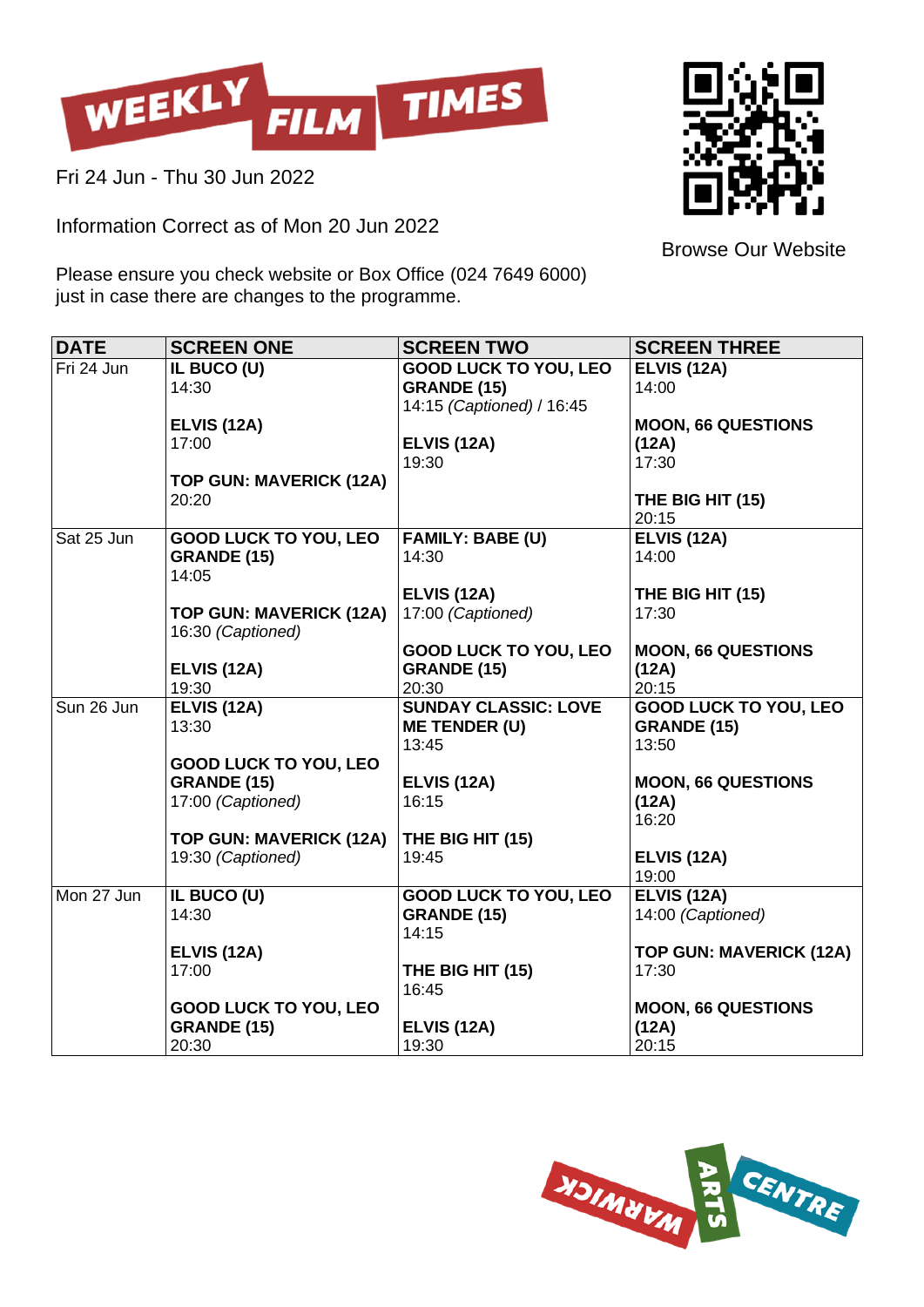# WEEKLY FILM TIMES

Fri 24 Jun - Thu 30 Jun 2022

Information Correct as of Mon 20 Jun 2022

Please ensure you check website or Box Office (024 7649 6000) just in case there are changes to the programme.

Browse Our Website

| DATE | SCREEN ONE | SCREEN TWO | SCREEN THREE |
|---|---|---|---|
| Fri 24 Jun | **IL BUCO (U)**<br>14:30<br><br>**ELVIS (12A)**<br>17:00<br><br>**TOP GUN: MAVERICK (12A)**<br>20:20 | **GOOD LUCK TO YOU, LEO GRANDE (15)**<br>14:15 *(Captioned)* / 16:45<br><br>**ELVIS (12A)**<br>19:30 | **ELVIS (12A)**<br>14:00<br><br>**MOON, 66 QUESTIONS (12A)**<br>17:30<br><br>**THE BIG HIT (15)**<br>20:15 |
| Sat 25 Jun | **GOOD LUCK TO YOU, LEO GRANDE (15)**<br>14:05<br><br>**TOP GUN: MAVERICK (12A)**<br>16:30 *(Captioned)*<br><br>**ELVIS (12A)**<br>19:30 | **FAMILY: BABE (U)**<br>14:30<br><br>**ELVIS (12A)**<br>17:00 *(Captioned)*<br><br>**GOOD LUCK TO YOU, LEO GRANDE (15)**<br>20:30 | **ELVIS (12A)**<br>14:00<br><br>**THE BIG HIT (15)**<br>17:30<br><br>**MOON, 66 QUESTIONS (12A)**<br>20:15 |
| Sun 26 Jun | **ELVIS (12A)**<br>13:30<br><br>**GOOD LUCK TO YOU, LEO GRANDE (15)**<br>17:00 *(Captioned)*<br><br>**TOP GUN: MAVERICK (12A)**<br>19:30 *(Captioned)* | **SUNDAY CLASSIC: LOVE ME TENDER (U)**<br>13:45<br><br>**ELVIS (12A)**<br>16:15<br><br>**THE BIG HIT (15)**<br>19:45 | **GOOD LUCK TO YOU, LEO GRANDE (15)**<br>13:50<br><br>**MOON, 66 QUESTIONS (12A)**<br>16:20<br><br>**ELVIS (12A)**<br>19:00 |
| Mon 27 Jun | **IL BUCO (U)**<br>14:30<br><br>**ELVIS (12A)**<br>17:00<br><br>**GOOD LUCK TO YOU, LEO GRANDE (15)**<br>20:30 | **GOOD LUCK TO YOU, LEO GRANDE (15)**<br>14:15<br><br>**THE BIG HIT (15)**<br>16:45<br><br>**ELVIS (12A)**<br>19:30 | **ELVIS (12A)**<br>14:00 *(Captioned)*<br><br>**TOP GUN: MAVERICK (12A)**<br>17:30<br><br>**MOON, 66 QUESTIONS (12A)**<br>20:15 |

WARWICK ARTS CENTRE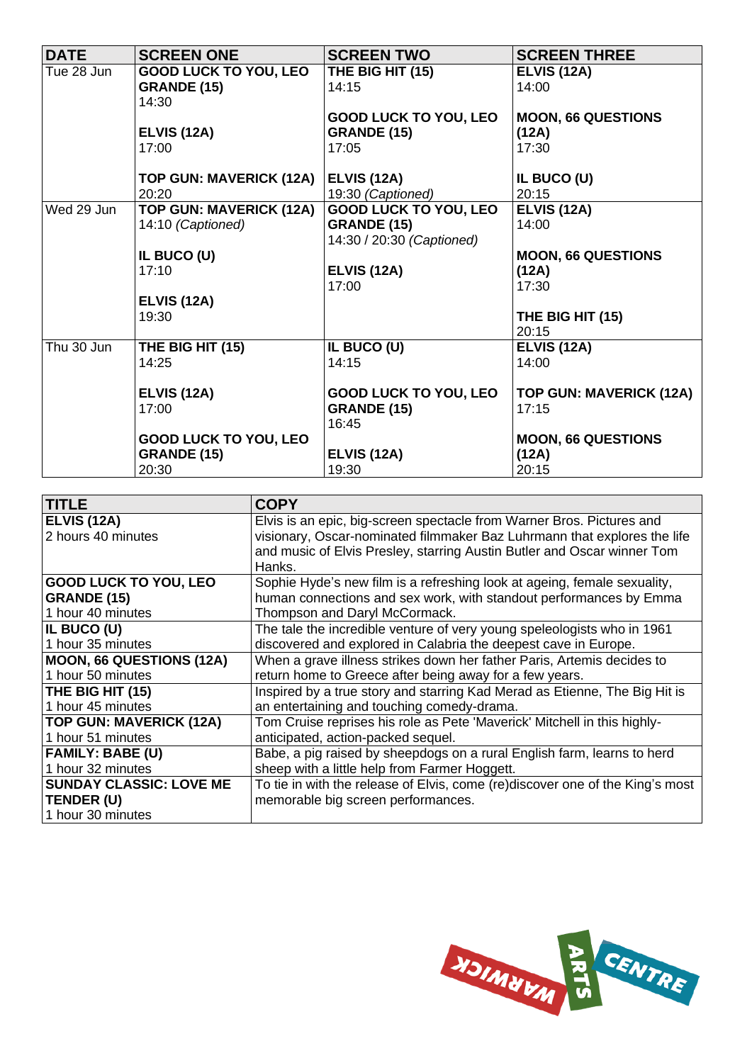| DATE | SCREEN ONE | SCREEN TWO | SCREEN THREE |
|---|---|---|---|
| Tue 28 Jun | **GOOD LUCK TO YOU, LEO GRANDE (15)**<br>14:30<br><br>**ELVIS (12A)**<br>17:00<br><br>**TOP GUN: MAVERICK (12A)**<br>20:20 | **THE BIG HIT (15)**<br>14:15<br><br>**GOOD LUCK TO YOU, LEO GRANDE (15)**<br>17:05<br><br>**ELVIS (12A)**<br>19:30 *(Captioned)* | **ELVIS (12A)**<br>14:00<br><br>**MOON, 66 QUESTIONS (12A)**<br>17:30<br><br>**IL BUCO (U)**<br>20:15 |
| Wed 29 Jun | **TOP GUN: MAVERICK (12A)**<br>14:10 *(Captioned)*<br><br>**IL BUCO (U)**<br>17:10<br><br>**ELVIS (12A)**<br>19:30 | **GOOD LUCK TO YOU, LEO GRANDE (15)**<br>14:30 / 20:30 *(Captioned)*<br><br>**ELVIS (12A)**<br>17:00 | **ELVIS (12A)**<br>14:00<br><br>**MOON, 66 QUESTIONS (12A)**<br>17:30<br><br>**THE BIG HIT (15)**<br>20:15 |
| Thu 30 Jun | **THE BIG HIT (15)**<br>14:25<br><br>**ELVIS (12A)**<br>17:00<br><br>**GOOD LUCK TO YOU, LEO GRANDE (15)**<br>20:30 | **IL BUCO (U)**<br>14:15<br><br>**GOOD LUCK TO YOU, LEO GRANDE (15)**<br>16:45<br><br>**ELVIS (12A)**<br>19:30 | **ELVIS (12A)**<br>14:00<br><br>**TOP GUN: MAVERICK (12A)**<br>17:15<br><br>**MOON, 66 QUESTIONS (12A)**<br>20:15 |

| TITLE | COPY |
|---|---|
| **ELVIS (12A)**<br>2 hours 40 minutes | Elvis is an epic, big-screen spectacle from Warner Bros. Pictures and visionary, Oscar-nominated filmmaker Baz Luhrmann that explores the life and music of Elvis Presley, starring Austin Butler and Oscar winner Tom Hanks. |
| **GOOD LUCK TO YOU, LEO GRANDE (15)**<br>1 hour 40 minutes | Sophie Hyde's new film is a refreshing look at ageing, female sexuality, human connections and sex work, with standout performances by Emma Thompson and Daryl McCormack. |
| **IL BUCO (U)**<br>1 hour 35 minutes | The tale the incredible venture of very young speleologists who in 1961 discovered and explored in Calabria the deepest cave in Europe. |
| **MOON, 66 QUESTIONS (12A)**<br>1 hour 50 minutes | When a grave illness strikes down her father Paris, Artemis decides to return home to Greece after being away for a few years. |
| **THE BIG HIT (15)**<br>1 hour 45 minutes | Inspired by a true story and starring Kad Merad as Etienne, The Big Hit is an entertaining and touching comedy-drama. |
| **TOP GUN: MAVERICK (12A)**<br>1 hour 51 minutes | Tom Cruise reprises his role as Pete 'Maverick' Mitchell in this highly-anticipated, action-packed sequel. |
| **FAMILY: BABE (U)**<br>1 hour 32 minutes | Babe, a pig raised by sheepdogs on a rural English farm, learns to herd sheep with a little help from Farmer Hoggett. |
| **SUNDAY CLASSIC: LOVE ME TENDER (U)**<br>1 hour 30 minutes | To tie in with the release of Elvis, come (re)discover one of the King's most memorable big screen performances. |

WARWICK ARTS CENTRE